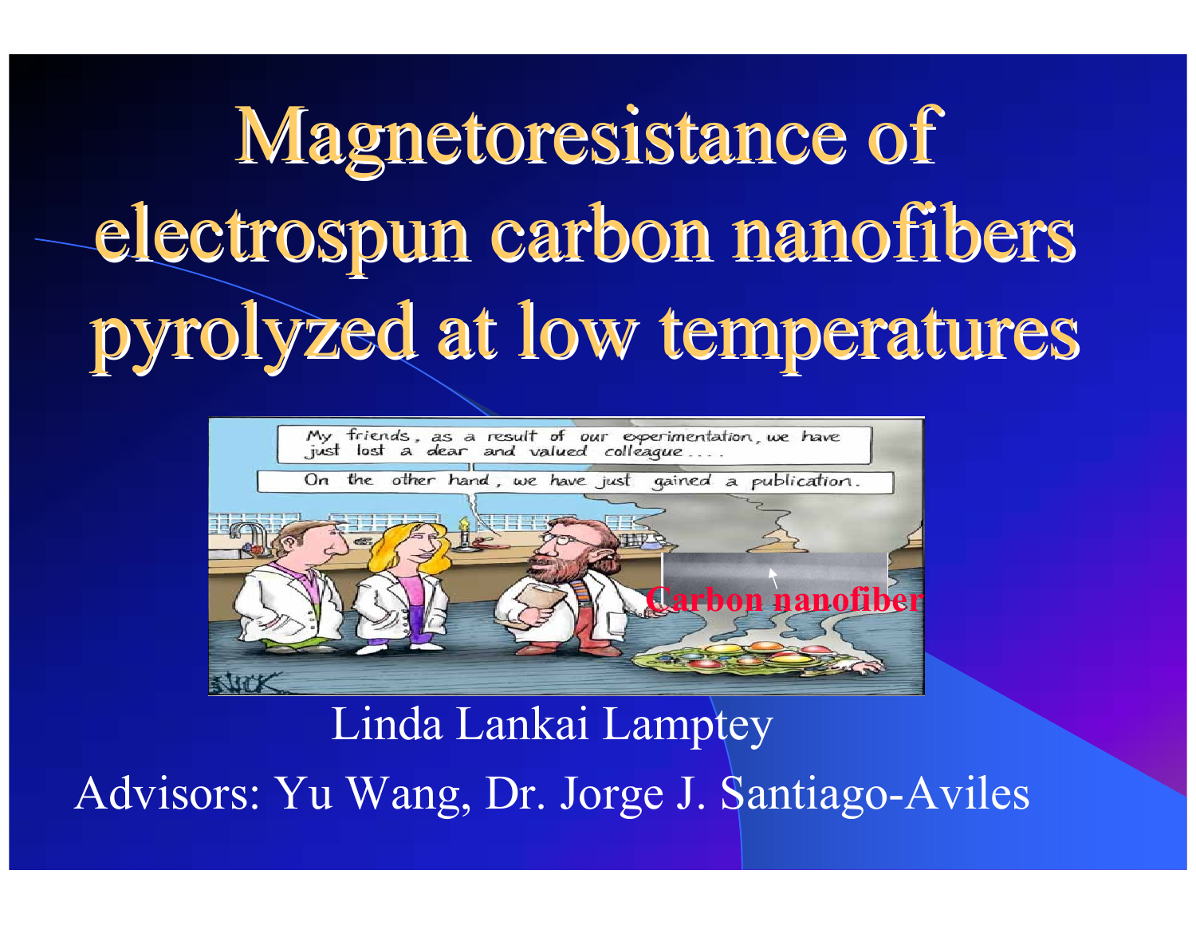# Magnetoresistance of electrospun carbon nanofibers pyrolyzed at low temperatures

Linda Lankai Lamptey

Advisors: Yu Wang, Dr. Jorge J. Santiago-Aviles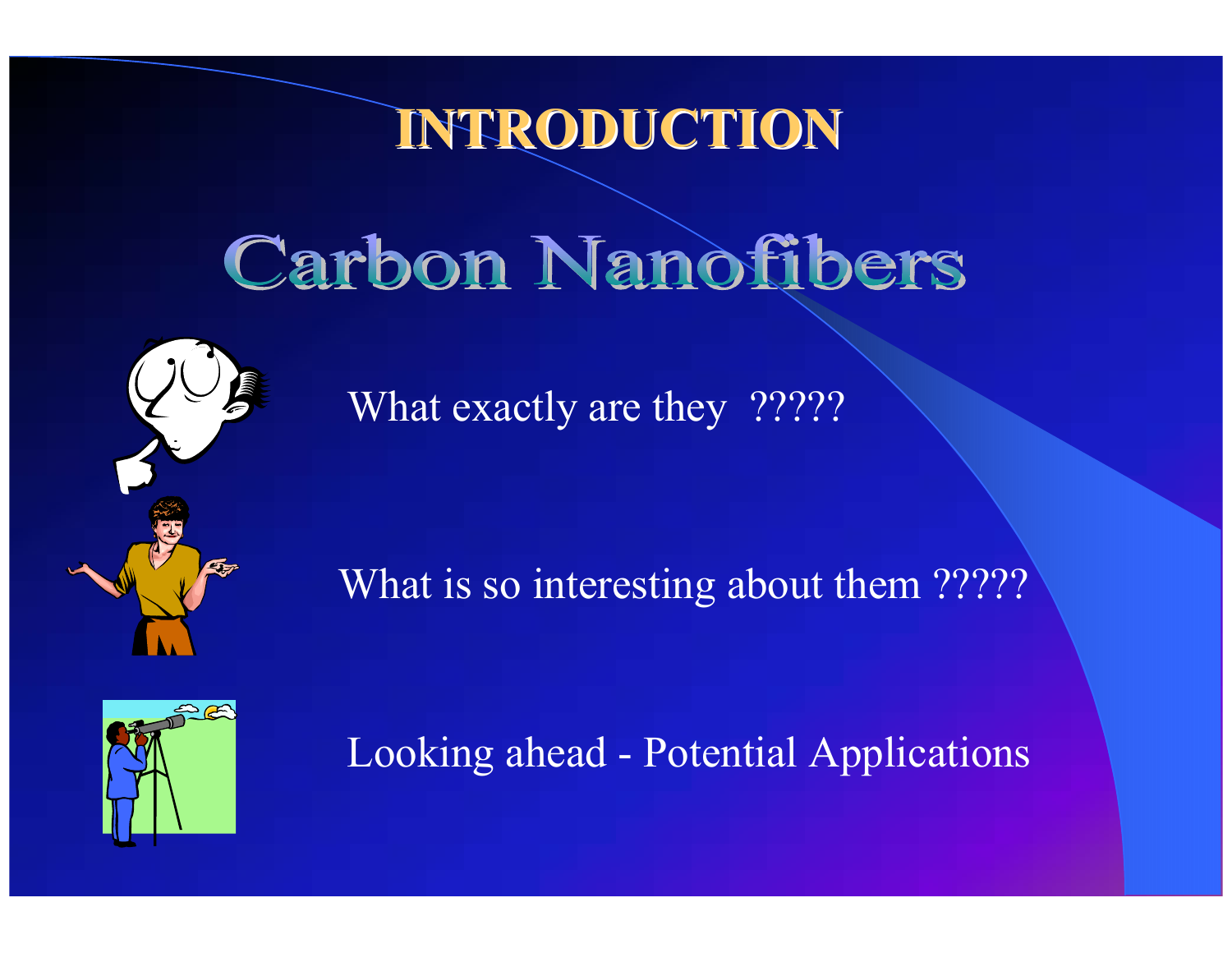# INTRODUCTION

## Carbon Nanofibers

What exactly are they ?????

What is so interesting about them ?????

Looking ahead - Potential Applications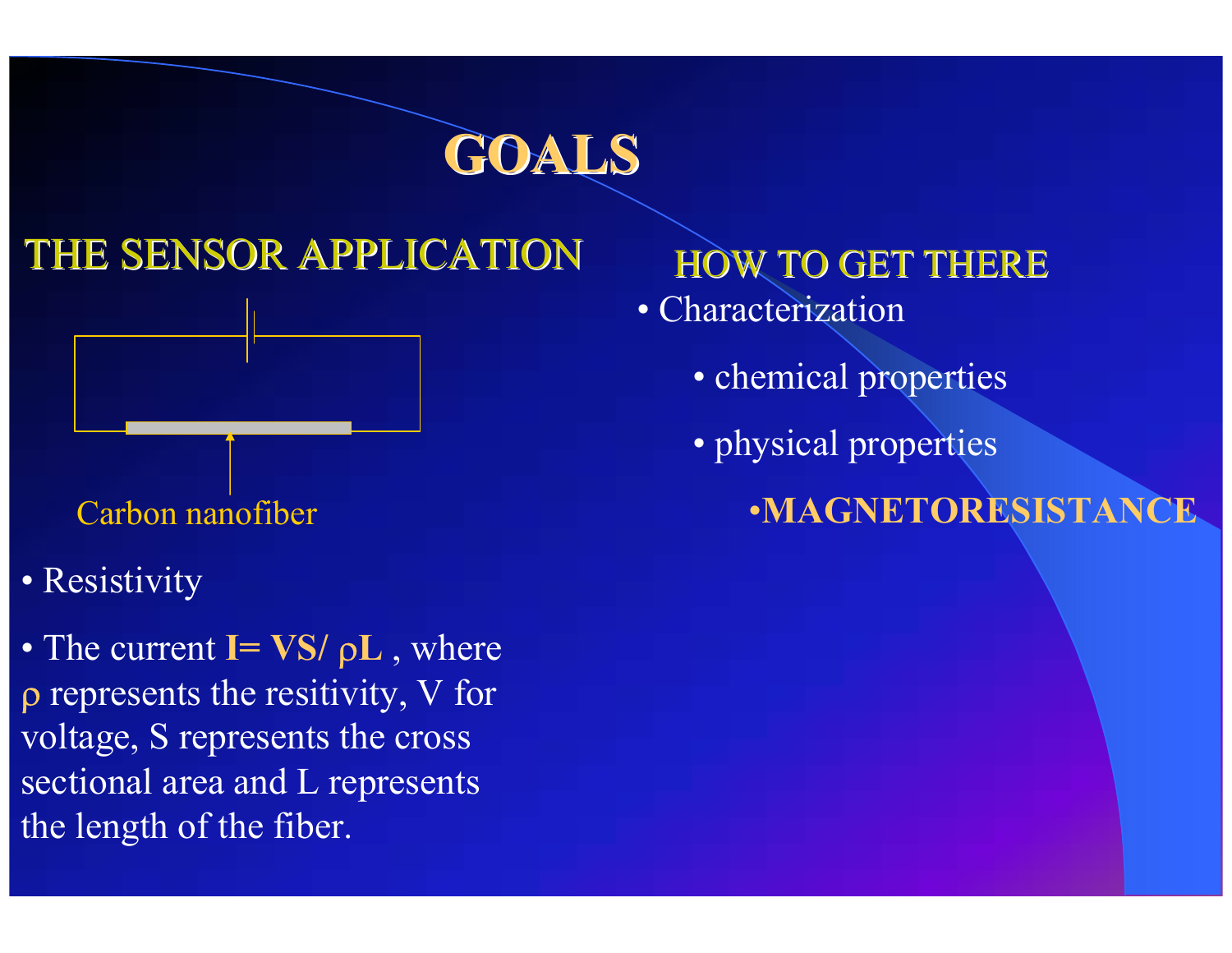# GOALS

## THE SENSOR APPLICATION

Carbon nanofiber

- Resistivity
- The current **$I = VS/\rho L$** , where $\rho$ represents the resitivity, V for voltage, S represents the cross sectional area and L represents the length of the fiber.

## HOW TO GET THERE

- Characterization
  - chemical properties
  - physical properties
    - **MAGNETORESISTANCE**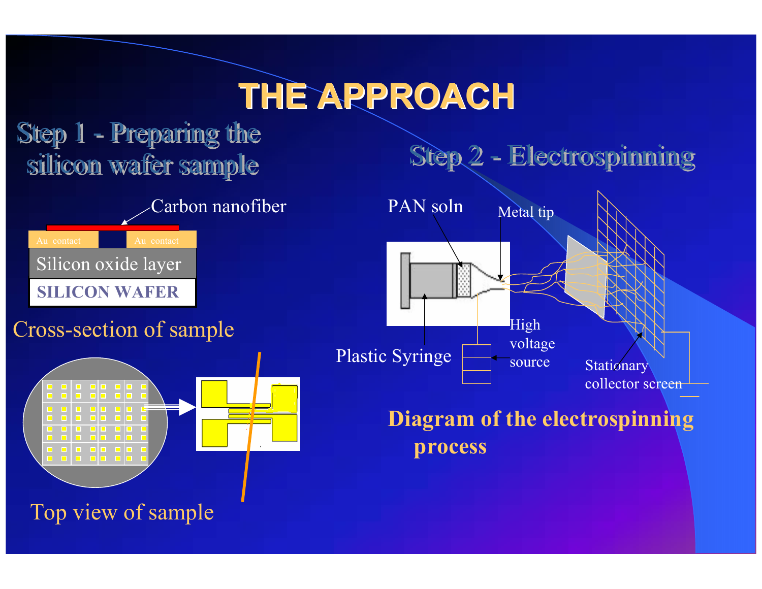# THE APPROACH

## Step 1 - Preparing the silicon wafer sample

Carbon nanofiber

Au contact

Au contact

Silicon oxide layer

SILICON WAFER

Cross-section of sample

Top view of sample

## Step 2 - Electrospinning

PAN soln

Metal tip

Plastic Syringe

High voltage source

Stationary collector screen

**Diagram of the electrospinning process**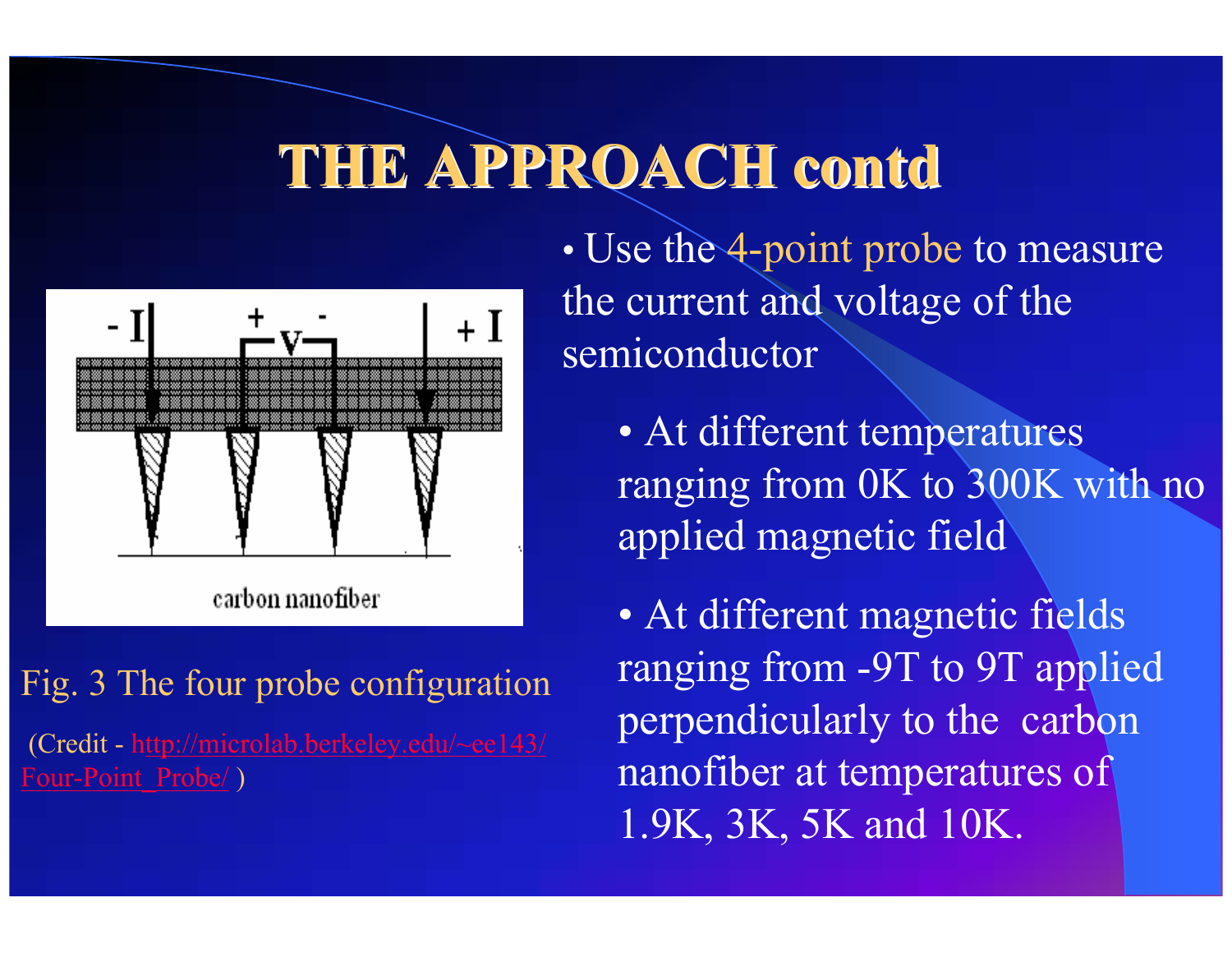# THE APPROACH contd

- Use the 4-point probe to measure the current and voltage of the semiconductor
  - At different temperatures ranging from 0K to 300K with no applied magnetic field
  - At different magnetic fields ranging from -9T to 9T applied perpendicularly to the carbon nanofiber at temperatures of 1.9K, 3K, 5K and 10K.

Fig. 3 The four probe configuration

(Credit - http://microlab.berkeley.edu/~ee143/Four-Point_Probe/ )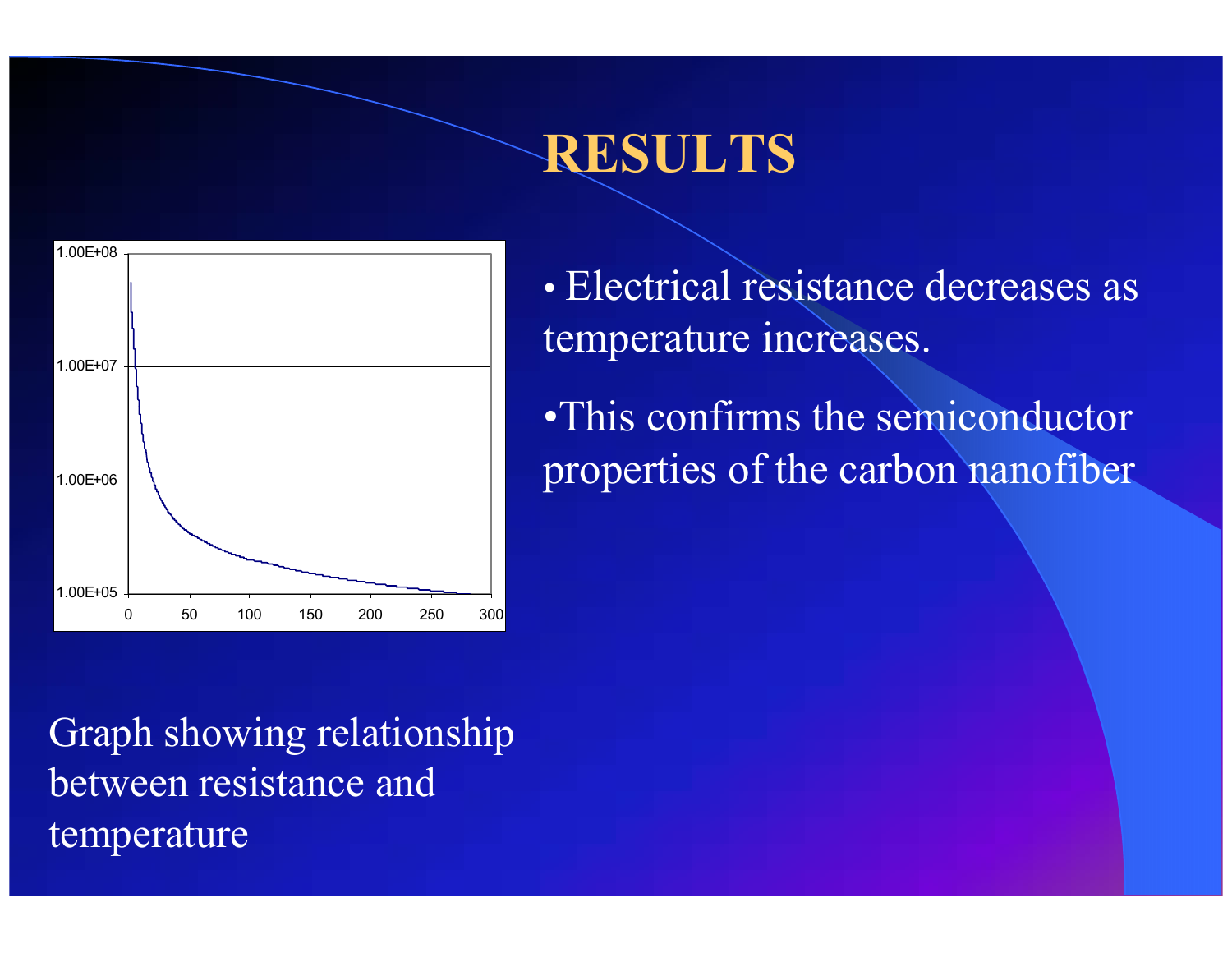# RESULTS

- Electrical resistance decreases as temperature increases.
- This confirms the semiconductor properties of the carbon nanofiber

Graph showing relationship between resistance and temperature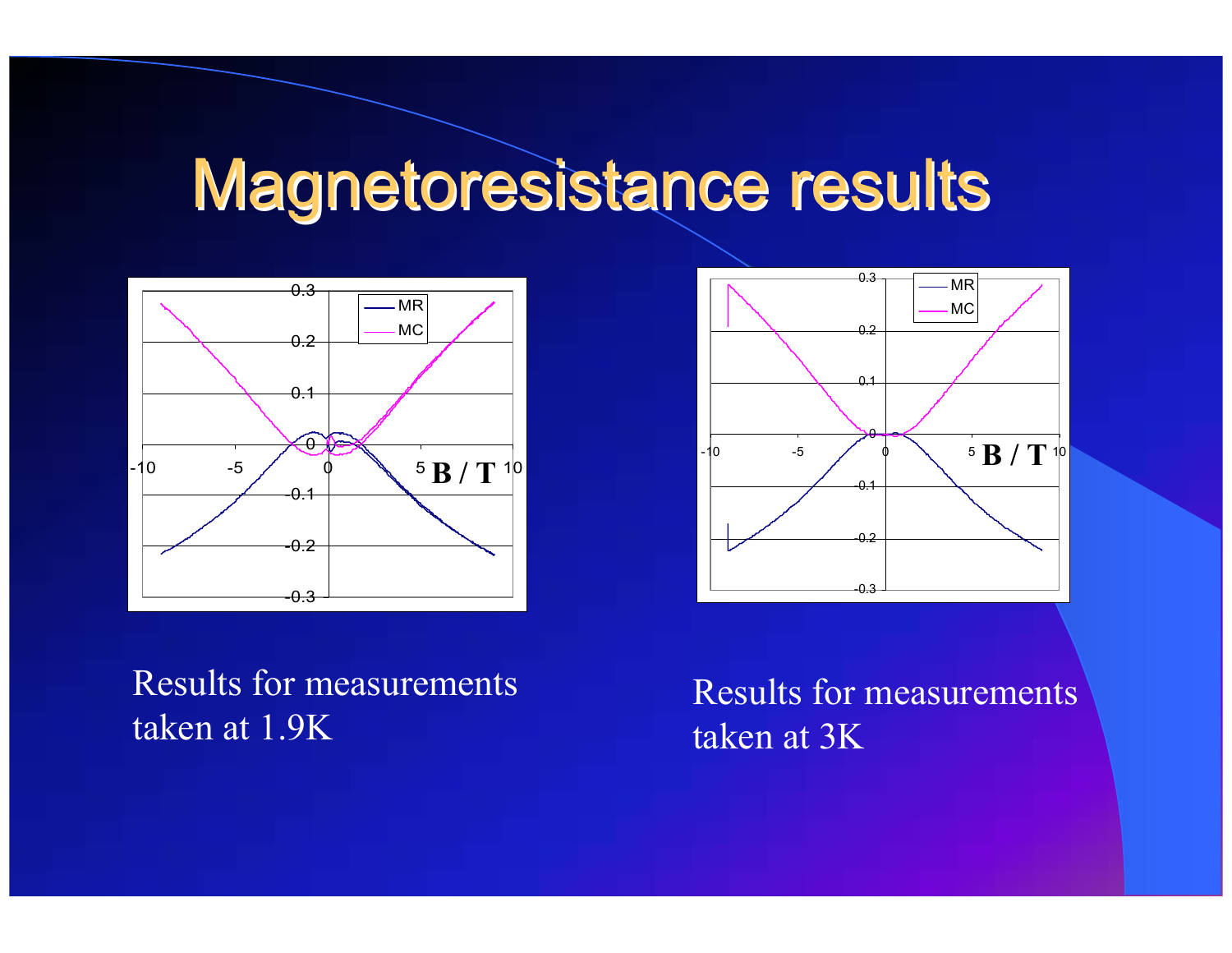# Magnetoresistance results

Results for measurements taken at 1.9K

Results for measurements taken at 3K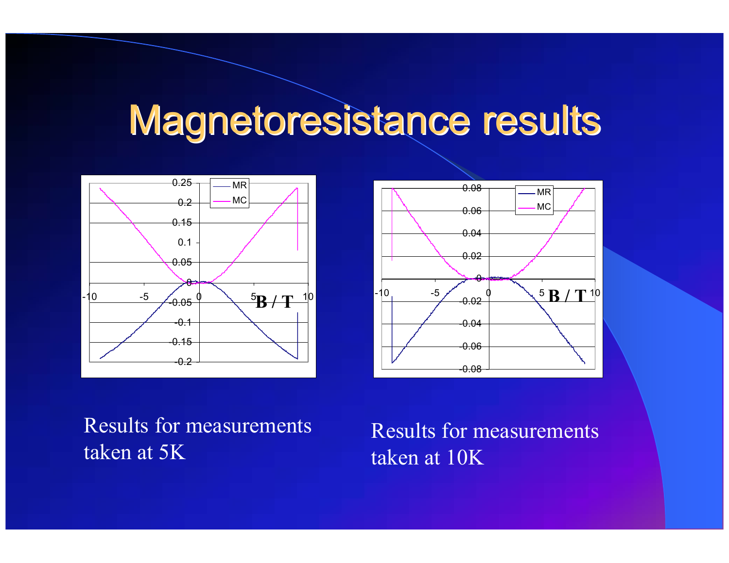# Magnetoresistance results

Results for measurements taken at 5K

Results for measurements taken at 10K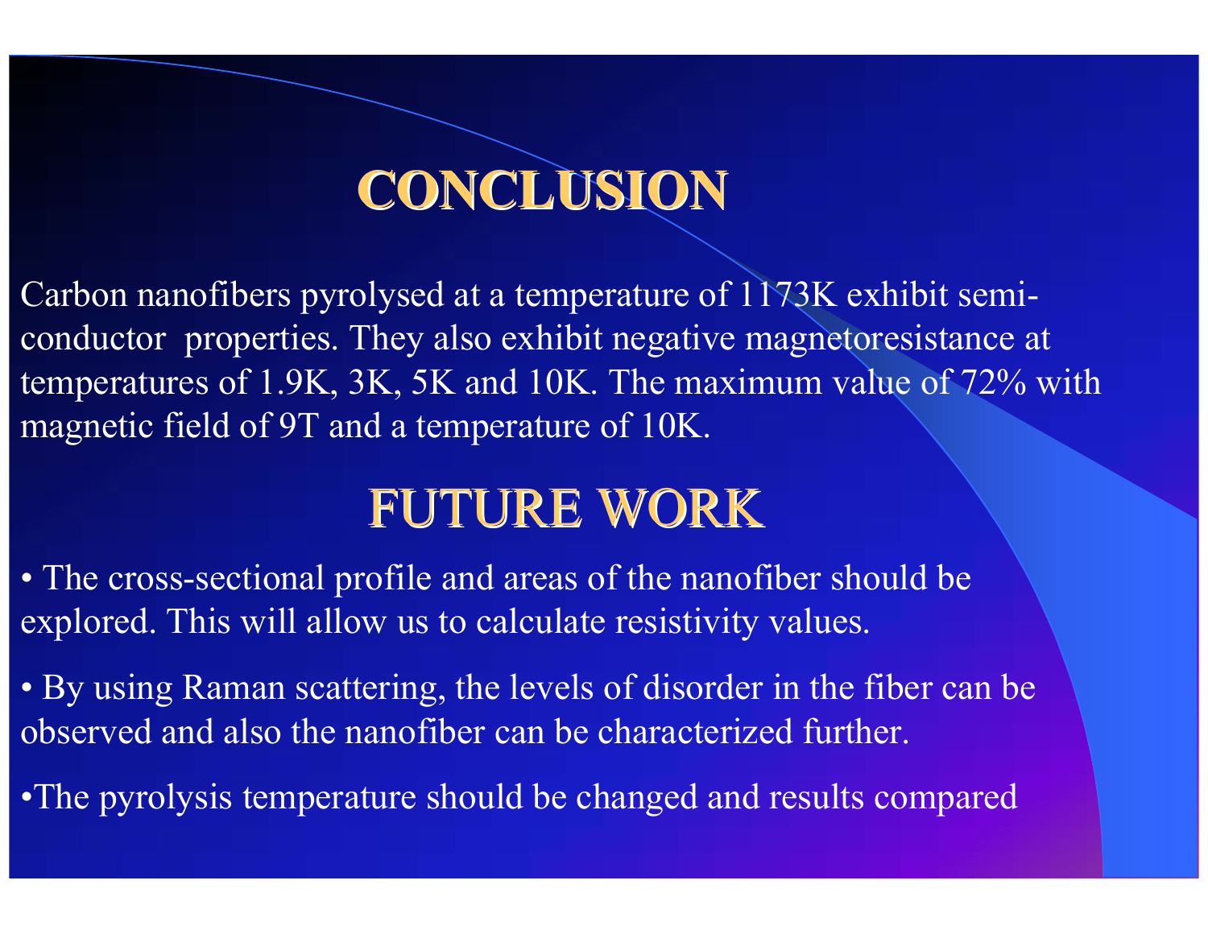# CONCLUSION

Carbon nanofibers pyrolysed at a temperature of 1173K exhibit semi-conductor properties. They also exhibit negative magnetoresistance at temperatures of 1.9K, 3K, 5K and 10K. The maximum value of 72% with magnetic field of 9T and a temperature of 10K.

# FUTURE WORK

- The cross-sectional profile and areas of the nanofiber should be explored. This will allow us to calculate resistivity values.
- By using Raman scattering, the levels of disorder in the fiber can be observed and also the nanofiber can be characterized further.
- The pyrolysis temperature should be changed and results compared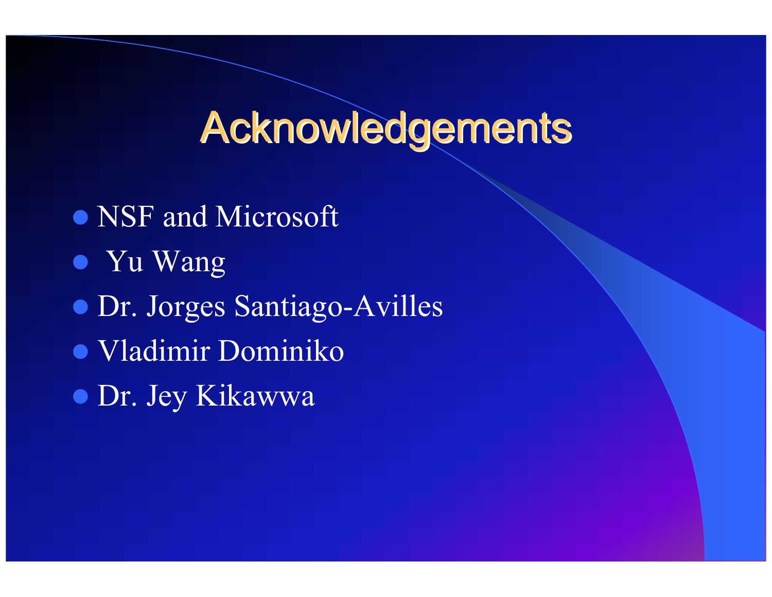# Acknowledgements

- NSF and Microsoft
- Yu Wang
- Dr. Jorges Santiago-Avilles
- Vladimir Dominiko
- Dr. Jey Kikawwa